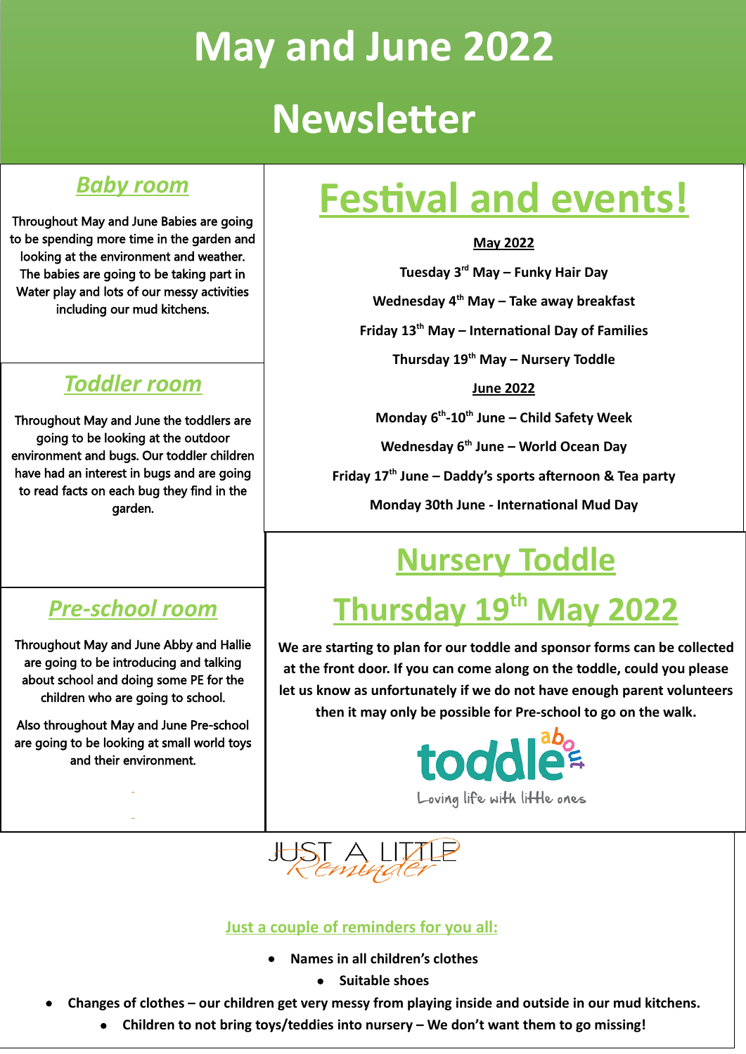# May and June 2022 Newsletter

## Baby room

Throughout May and June Babies are going to be spending more time in the garden and looking at the environment and weather. The babies are going to be taking part in Water play and lots of our messy activities including our mud kitchens.

## Toddler room

Throughout May and June the toddlers are going to be looking at the outdoor environment and bugs. Our toddler children have had an interest in bugs and are going to read facts on each bug they find in the garden.

## Pre-school room

Throughout May and June Abby and Hallie are going to be introducing and talking about school and doing some PE for the children who are going to school.

Also throughout May and June Pre-school are going to be looking at small world toys and their environment.

## Festival and events!

**May 2022**

**Tuesday 3rd May – Funky Hair Day**

**Wednesday 4th May – Take away breakfast**

**Friday 13th May – International Day of Families**

**Thursday 19th May – Nursery Toddle**

**June 2022**

**Monday 6th-10th June – Child Safety Week**

**Wednesday 6th June – World Ocean Day**

**Friday 17th June – Daddy's sports afternoon & Tea party**

**Monday 30th June - International Mud Day**

## Nursery Toddle

## Thursday 19th May 2022

**We are starting to plan for our toddle and sponsor forms can be collected at the front door. If you can come along on the toddle, could you please let us know as unfortunately if we do not have enough parent volunteers then it may only be possible for Pre-school to go on the walk.**

toddle about

Loving life with little ones

JUST A LITTLE Reminder

### Just a couple of reminders for you all:

- **Names in all children's clothes**
- **Suitable shoes**
- **Changes of clothes – our children get very messy from playing inside and outside in our mud kitchens.**
- **Children to not bring toys/teddies into nursery – We don't want them to go missing!**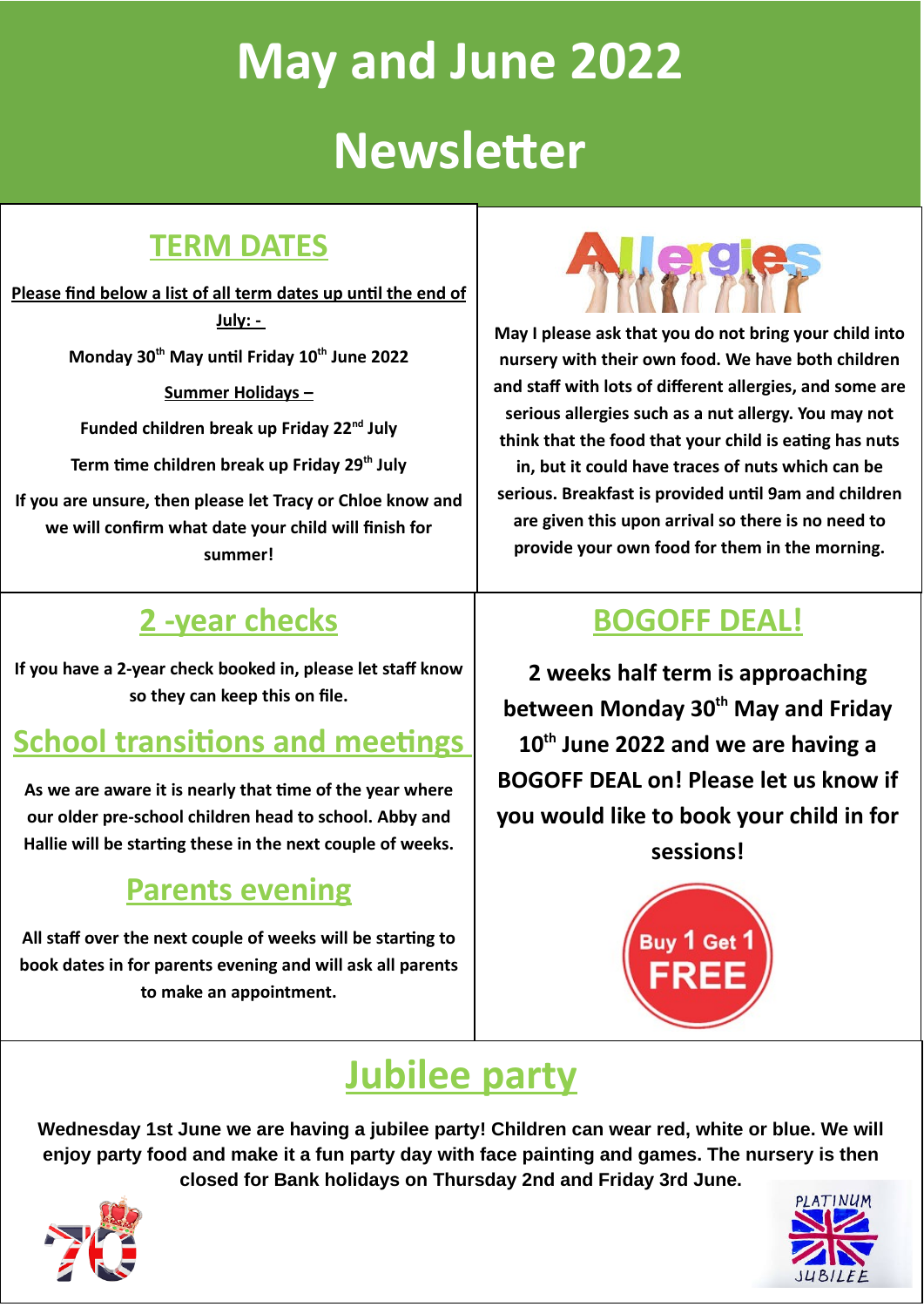# May and June 2022

# Newsletter

## TERM DATES

**Please find below a list of all term dates up until the end of July: -**

**Monday 30th May until Friday 10th June 2022**

**Summer Holidays –**

**Funded children break up Friday 22nd July**

**Term time children break up Friday 29th July**

**If you are unsure, then please let Tracy or Chloe know and we will confirm what date your child will finish for summer!**

## Allergies

**May I please ask that you do not bring your child into nursery with their own food. We have both children and staff with lots of different allergies, and some are serious allergies such as a nut allergy. You may not think that the food that your child is eating has nuts in, but it could have traces of nuts which can be serious. Breakfast is provided until 9am and children are given this upon arrival so there is no need to provide your own food for them in the morning.**

## 2 -year checks

**If you have a 2-year check booked in, please let staff know so they can keep this on file.**

## School transitions and meetings

**As we are aware it is nearly that time of the year where our older pre-school children head to school. Abby and Hallie will be starting these in the next couple of weeks.**

## Parents evening

**All staff over the next couple of weeks will be starting to book dates in for parents evening and will ask all parents to make an appointment.**

## BOGOFF DEAL!

**2 weeks half term is approaching between Monday 30th May and Friday 10th June 2022 and we are having a BOGOFF DEAL on! Please let us know if you would like to book your child in for sessions!**

Buy 1 Get 1 FREE

## Jubilee party

**Wednesday 1st June we are having a jubilee party! Children can wear red, white or blue. We will enjoy party food and make it a fun party day with face painting and games. The nursery is then closed for Bank holidays on Thursday 2nd and Friday 3rd June.**